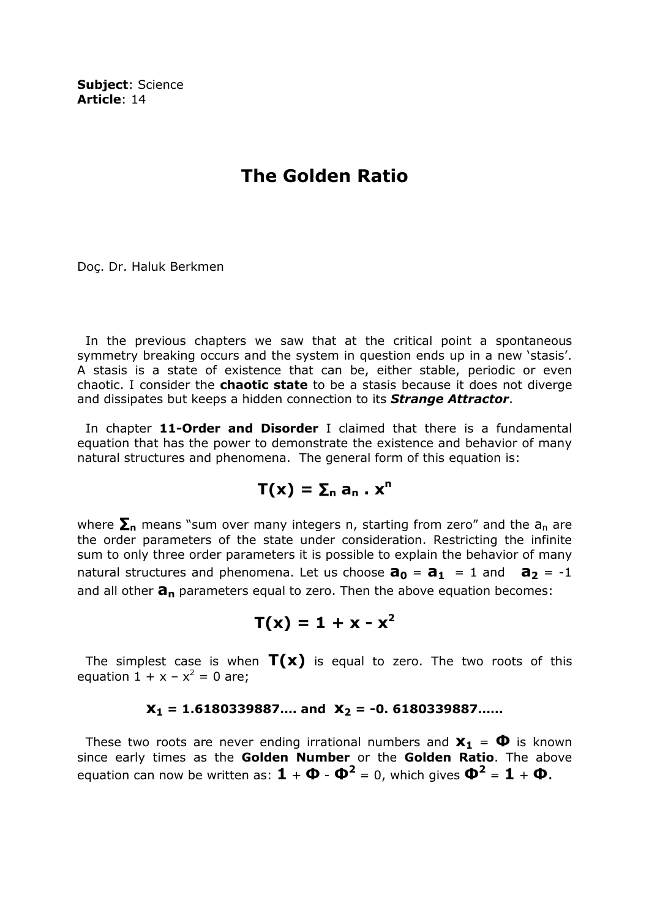**Subject**: Science
**Article**: 14

# The Golden Ratio

Doç. Dr. Haluk Berkmen

In the previous chapters we saw that at the critical point a spontaneous symmetry breaking occurs and the system in question ends up in a new 'stasis'. A stasis is a state of existence that can be, either stable, periodic or even chaotic. I consider the **chaotic state** to be a stasis because it does not diverge and dissipates but keeps a hidden connection to its ***Strange Attractor***.

In chapter **11-Order and Disorder** I claimed that there is a fundamental equation that has the power to demonstrate the existence and behavior of many natural structures and phenomena. The general form of this equation is:

$$T(x) = \Sigma_n \, a_n \, . \, x^n$$

where $\Sigma_n$ means "sum over many integers n, starting from zero" and the $a_n$ are the order parameters of the state under consideration. Restricting the infinite sum to only three order parameters it is possible to explain the behavior of many natural structures and phenomena. Let us choose $a_0 = a_1 = 1$ and $a_2 = -1$ and all other $a_n$ parameters equal to zero. Then the above equation becomes:

$$T(x) = 1 + x - x^2$$

The simplest case is when $T(x)$ is equal to zero. The two roots of this equation $1 + x - x^2 = 0$ are;

$$x_1 = 1.6180339887.... \text{ and } x_2 = -0.6180339887......$$

These two roots are never ending irrational numbers and $x_1 = \Phi$ is known since early times as the **Golden Number** or the **Golden Ratio**. The above equation can now be written as: $1 + \Phi - \Phi^2 = 0$, which gives $\Phi^2 = 1 + \Phi$.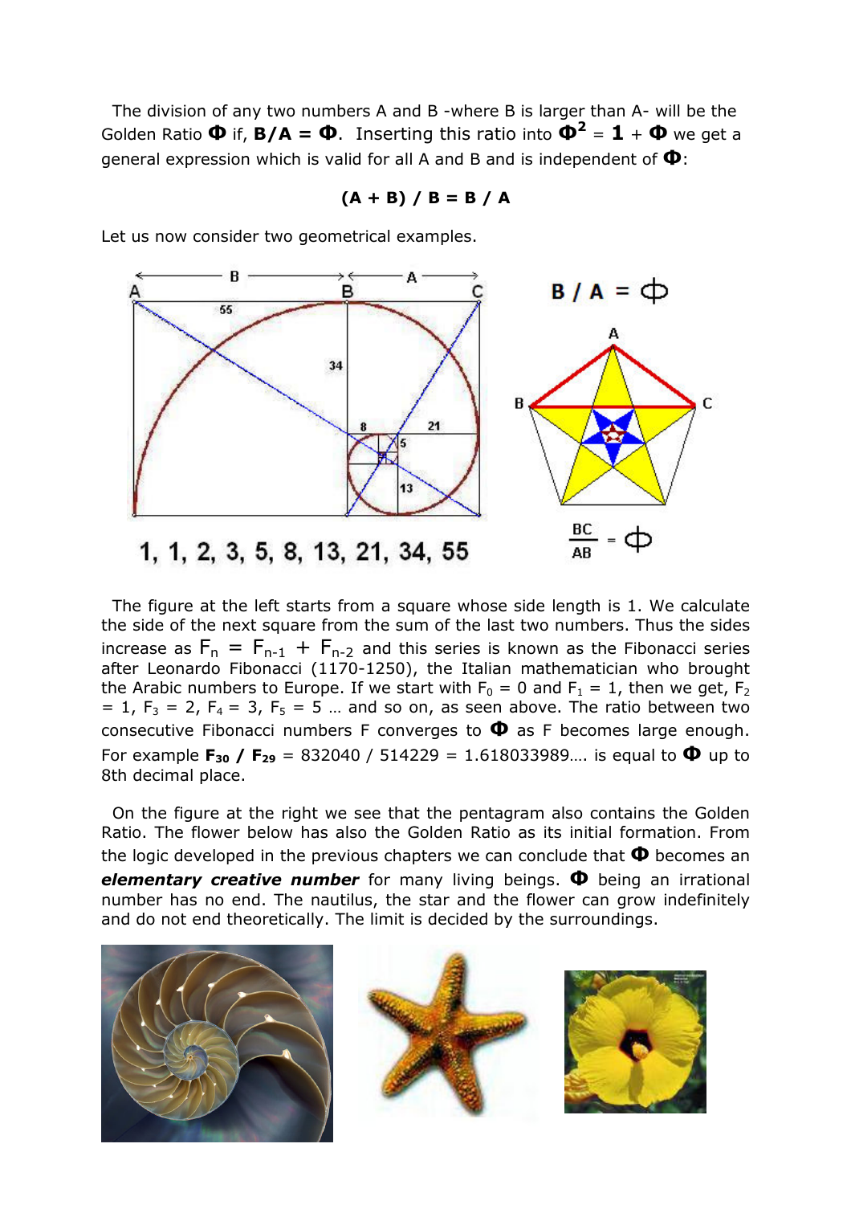The division of any two numbers A and B -where B is larger than A- will be the Golden Ratio $\Phi$ if, **B/A =** $\boldsymbol{\Phi}$. Inserting this ratio into $\Phi^2 = 1 + \Phi$ we get a general expression which is valid for all A and B and is independent of $\Phi$:

$$(A + B) / B = B / A$$

Let us now consider two geometrical examples.

1, 1, 2, 3, 5, 8, 13, 21, 34, 55

$B / A = \Phi$

$\frac{BC}{AB} = \Phi$

The figure at the left starts from a square whose side length is 1. We calculate the side of the next square from the sum of the last two numbers. Thus the sides increase as $F_n = F_{n-1} + F_{n-2}$ and this series is known as the Fibonacci series after Leonardo Fibonacci (1170-1250), the Italian mathematician who brought the Arabic numbers to Europe. If we start with $F_0 = 0$ and $F_1 = 1$, then we get, $F_2 = 1$, $F_3 = 2$, $F_4 = 3$, $F_5 = 5$ … and so on, as seen above. The ratio between two consecutive Fibonacci numbers F converges to $\Phi$ as F becomes large enough. For example $\mathbf{F_{30} / F_{29}}$ = 832040 / 514229 = 1.618033989…. is equal to $\Phi$ up to 8th decimal place.

On the figure at the right we see that the pentagram also contains the Golden Ratio. The flower below has also the Golden Ratio as its initial formation. From the logic developed in the previous chapters we can conclude that $\Phi$ becomes an ***elementary creative number*** for many living beings. $\Phi$ being an irrational number has no end. The nautilus, the star and the flower can grow indefinitely and do not end theoretically. The limit is decided by the surroundings.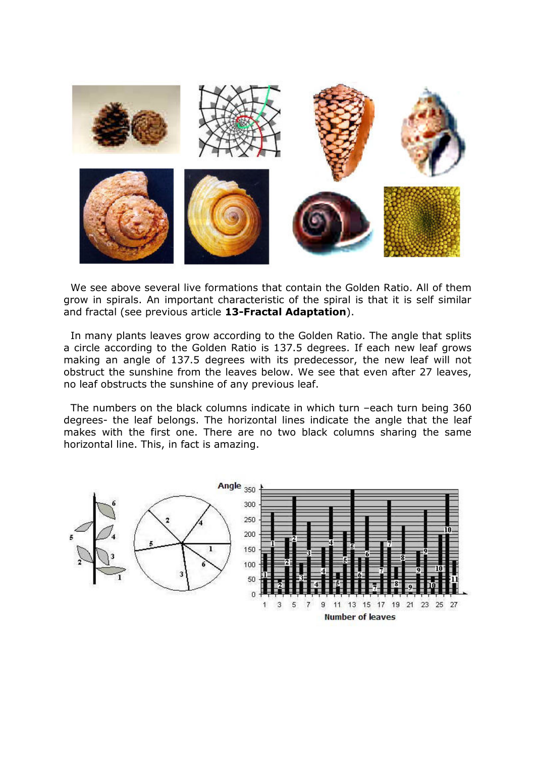We see above several live formations that contain the Golden Ratio. All of them grow in spirals. An important characteristic of the spiral is that it is self similar and fractal (see previous article **13-Fractal Adaptation**).

In many plants leaves grow according to the Golden Ratio. The angle that splits a circle according to the Golden Ratio is 137.5 degrees. If each new leaf grows making an angle of 137.5 degrees with its predecessor, the new leaf will not obstruct the sunshine from the leaves below. We see that even after 27 leaves, no leaf obstructs the sunshine of any previous leaf.

The numbers on the black columns indicate in which turn –each turn being 360 degrees- the leaf belongs. The horizontal lines indicate the angle that the leaf makes with the first one. There are no two black columns sharing the same horizontal line. This, in fact is amazing.

Angle

350
300
250
200
150
100
50
0

1 3 5 7 9 11 13 15 17 19 21 23 25 27

Number of leaves